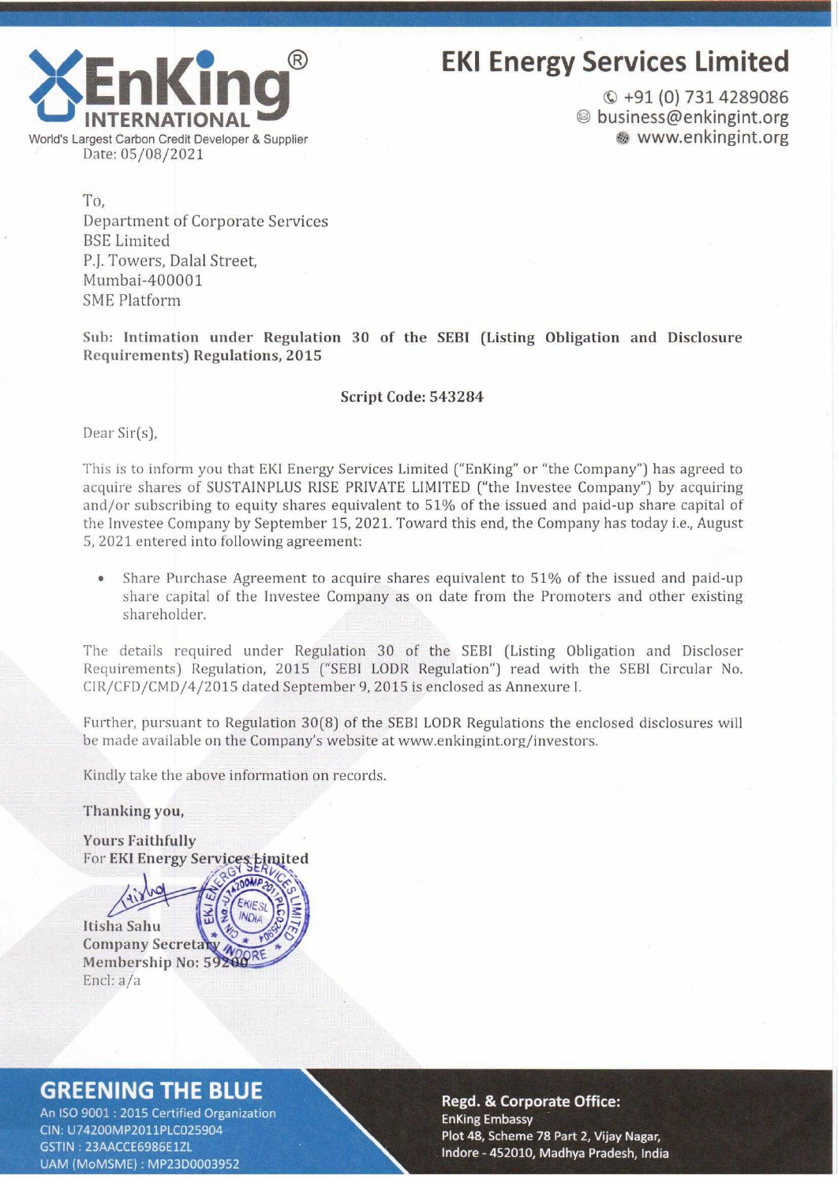# EKI Energy Services Limited

EnKing INTERNATIONAL®
World's Largest Carbon Credit Developer & Supplier

+91 (0) 731 4289086
business@enkingint.org
www.enkingint.org

Date: 05/08/2021

To,
Department of Corporate Services
BSE Limited
P.J. Towers, Dalal Street,
Mumbai-400001
SME Platform

**Sub: Intimation under Regulation 30 of the SEBI (Listing Obligation and Disclosure Requirements) Regulations, 2015**

**Script Code: 543284**

Dear Sir(s),

This is to inform you that EKI Energy Services Limited ("EnKing" or "the Company") has agreed to acquire shares of SUSTAINPLUS RISE PRIVATE LIMITED ("the Investee Company") by acquiring and/or subscribing to equity shares equivalent to 51% of the issued and paid-up share capital of the Investee Company by September 15, 2021. Toward this end, the Company has today i.e., August 5, 2021 entered into following agreement:

- Share Purchase Agreement to acquire shares equivalent to 51% of the issued and paid-up share capital of the Investee Company as on date from the Promoters and other existing shareholder.

The details required under Regulation 30 of the SEBI (Listing Obligation and Discloser Requirements) Regulation, 2015 ("SEBI LODR Regulation") read with the SEBI Circular No. CIR/CFD/CMD/4/2015 dated September 9, 2015 is enclosed as Annexure I.

Further, pursuant to Regulation 30(8) of the SEBI LODR Regulations the enclosed disclosures will be made available on the Company's website at www.enkingint.org/investors.

Kindly take the above information on records.

**Thanking you,**

**Yours Faithfully**
For **EKI Energy Services Limited**

**Itisha Sahu**
**Company Secretary**
**Membership No: 59200**
Encl: a/a

## GREENING THE BLUE

An ISO 9001 : 2015 Certified Organization
CIN: U74200MP2011PLC025904
GSTIN : 23AACCE6986E1ZL
UAM (MoMSME) : MP23D0003952

**Regd. & Corporate Office:**
EnKing Embassy
Plot 48, Scheme 78 Part 2, Vijay Nagar,
Indore - 452010, Madhya Pradesh, India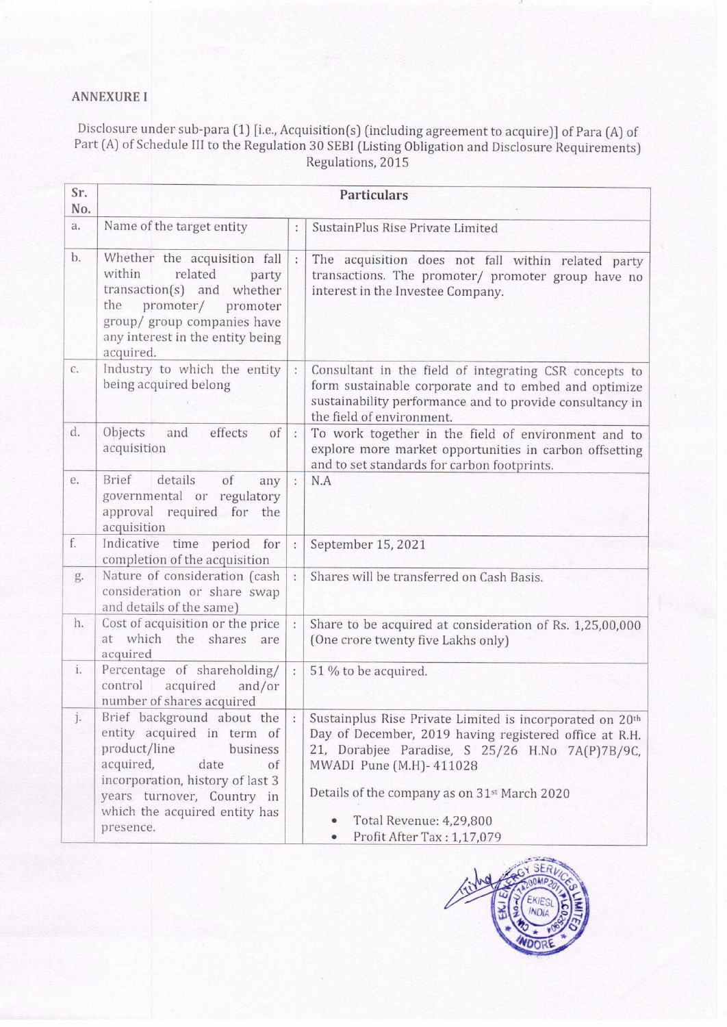**ANNEXURE I**

Disclosure under sub-para (1) [i.e., Acquisition(s) (including agreement to acquire)] of Para (A) of Part (A) of Schedule III to the Regulation 30 SEBI (Listing Obligation and Disclosure Requirements) Regulations, 2015

| Sr. No. | Particulars | | |
|---|---|---|---|
| a. | Name of the target entity | : | SustainPlus Rise Private Limited |
| b. | Whether the acquisition fall within related party transaction(s) and whether the promoter/ promoter group/ group companies have any interest in the entity being acquired. | : | The acquisition does not fall within related party transactions. The promoter/ promoter group have no interest in the Investee Company. |
| c. | Industry to which the entity being acquired belong | : | Consultant in the field of integrating CSR concepts to form sustainable corporate and to embed and optimize sustainability performance and to provide consultancy in the field of environment. |
| d. | Objects and effects of acquisition | : | To work together in the field of environment and to explore more market opportunities in carbon offsetting and to set standards for carbon footprints. |
| e. | Brief details of any governmental or regulatory approval required for the acquisition | : | N.A |
| f. | Indicative time period for completion of the acquisition | : | September 15, 2021 |
| g. | Nature of consideration (cash consideration or share swap and details of the same) | : | Shares will be transferred on Cash Basis. |
| h. | Cost of acquisition or the price at which the shares are acquired | : | Share to be acquired at consideration of Rs. 1,25,00,000 (One crore twenty five Lakhs only) |
| i. | Percentage of shareholding/ control acquired and/or number of shares acquired | : | 51 % to be acquired. |
| j. | Brief background about the entity acquired in term of product/line business acquired, date of incorporation, history of last 3 years turnover, Country in which the acquired entity has presence. | : | Sustainplus Rise Private Limited is incorporated on 20th Day of December, 2019 having registered office at R.H. 21, Dorabjee Paradise, S 25/26 H.No 7A(P)7B/9C, MWADI Pune (M.H)- 411028<br><br>Details of the company as on 31st March 2020<br><br>• Total Revenue: 4,29,800<br>• Profit After Tax : 1,17,079 |